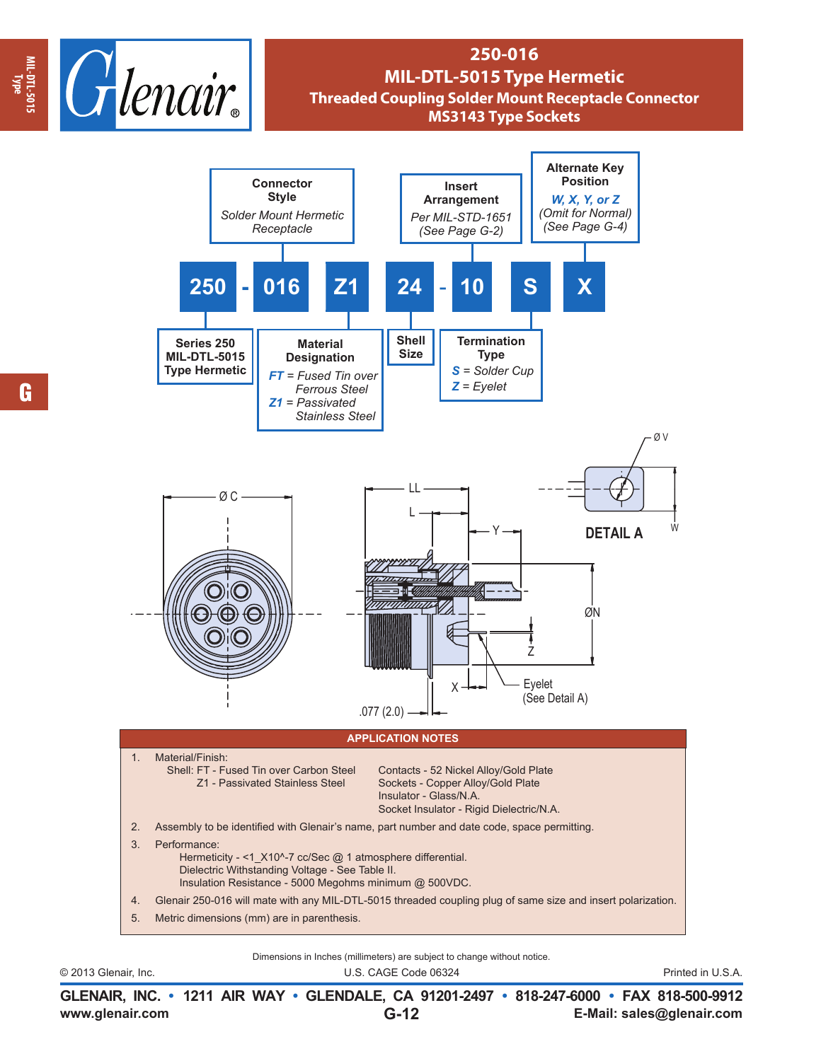# 250-016

## MIL-DTL-5015 Type Hermetic

### Threaded Coupling Solder Mount Receptacle Connector

### MS3143 Type Sockets

**250 - 016 Z1 24 - 10 S X**

**Connector Style**
*Solder Mount Hermetic Receptacle*

**Insert Arrangement**
*Per MIL-STD-1651 (See Page G-2)*

**Alternate Key Position**
*W, X, Y, or Z (Omit for Normal) (See Page G-4)*

**Series 250 MIL-DTL-5015 Type Hermetic**

**Material Designation**
*FT = Fused Tin over Ferrous Steel*
*Z1 = Passivated Stainless Steel*

**Shell Size**

**Termination Type**
*S = Solder Cup*
*Z = Eyelet*

ØC, LL, L, Y, ØN, Z, X, .077 (2.0), Eyelet (See Detail A), ØV, W

**DETAIL A**

## APPLICATION NOTES

1. Material/Finish:
   Shell: FT - Fused Tin over Carbon Steel
   Z1 - Passivated Stainless Steel
   Contacts - 52 Nickel Alloy/Gold Plate
   Sockets - Copper Alloy/Gold Plate
   Insulator - Glass/N.A.
   Socket Insulator - Rigid Dielectric/N.A.
2. Assembly to be identified with Glenair's name, part number and date code, space permitting.
3. Performance:
   Hermeticity - <1_X10^-7 cc/Sec @ 1 atmosphere differential.
   Dielectric Withstanding Voltage - See Table II.
   Insulation Resistance - 5000 Megohms minimum @ 500VDC.
4. Glenair 250-016 will mate with any MIL-DTL-5015 threaded coupling plug of same size and insert polarization.
5. Metric dimensions (mm) are in parenthesis.

Dimensions in Inches (millimeters) are subject to change without notice.

© 2013 Glenair, Inc. U.S. CAGE Code 06324 Printed in U.S.A.

**GLENAIR, INC. • 1211 AIR WAY • GLENDALE, CA 91201-2497 • 818-247-6000 • FAX 818-500-9912**
**www.glenair.com** **E-Mail: sales@glenair.com**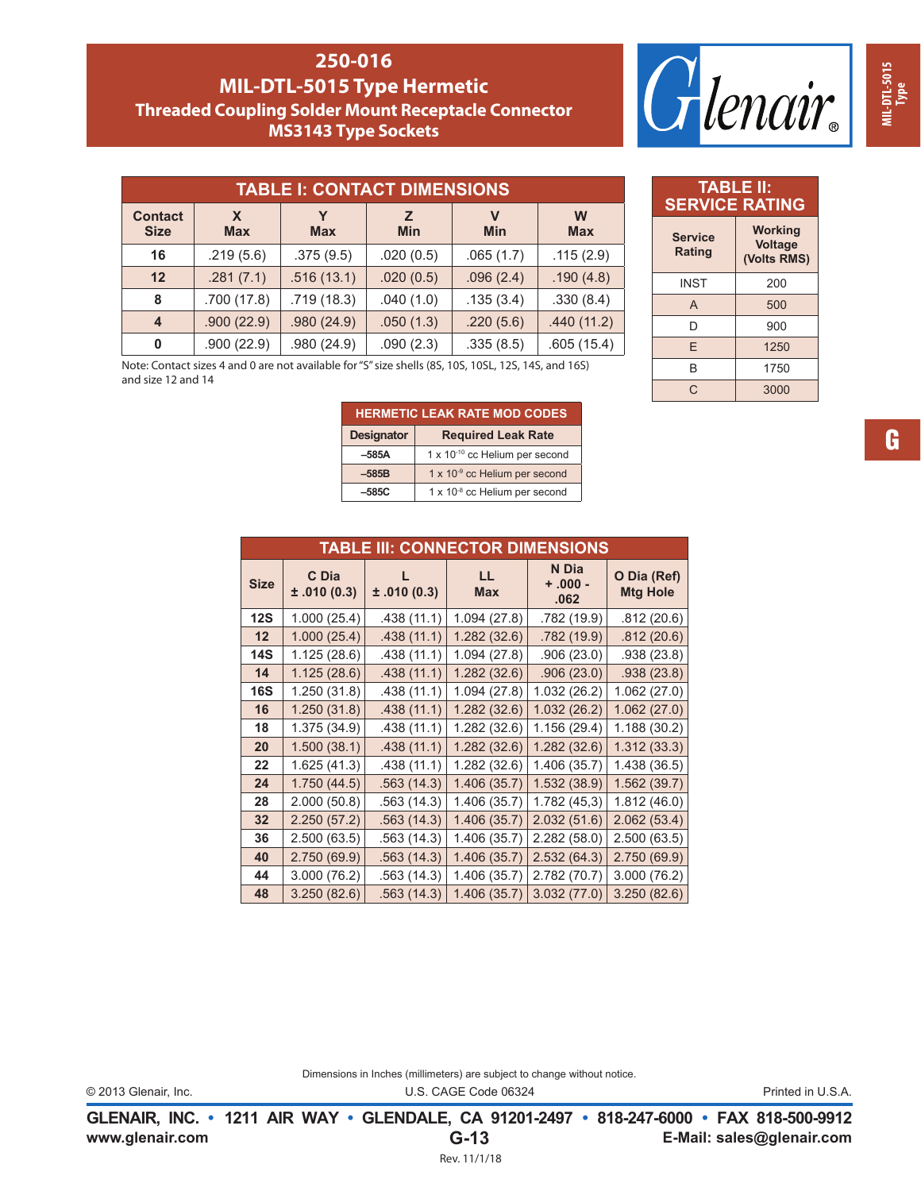# 250-016

## MIL-DTL-5015 Type Hermetic

### Threaded Coupling Solder Mount Receptacle Connector

### MS3143 Type Sockets

**TABLE I: CONTACT DIMENSIONS**

| Contact Size | X Max | Y Max | Z Min | V Min | W Max |
|---|---|---|---|---|---|
| 16 | .219 (5.6) | .375 (9.5) | .020 (0.5) | .065 (1.7) | .115 (2.9) |
| 12 | .281 (7.1) | .516 (13.1) | .020 (0.5) | .096 (2.4) | .190 (4.8) |
| 8 | .700 (17.8) | .719 (18.3) | .040 (1.0) | .135 (3.4) | .330 (8.4) |
| 4 | .900 (22.9) | .980 (24.9) | .050 (1.3) | .220 (5.6) | .440 (11.2) |
| 0 | .900 (22.9) | .980 (24.9) | .090 (2.3) | .335 (8.5) | .605 (15.4) |

Note: Contact sizes 4 and 0 are not available for "S" size shells (8S, 10S, 10SL, 12S, 14S, and 16S) and size 12 and 14

**TABLE II: SERVICE RATING**

| Service Rating | Working Voltage (Volts RMS) |
|---|---|
| INST | 200 |
| A | 500 |
| D | 900 |
| E | 1250 |
| B | 1750 |
| C | 3000 |

**HERMETIC LEAK RATE MOD CODES**

| Designator | Required Leak Rate |
|---|---|
| –585A | 1 x $10^{-10}$ cc Helium per second |
| –585B | 1 x $10^{-9}$ cc Helium per second |
| –585C | 1 x $10^{-8}$ cc Helium per second |

**TABLE III: CONNECTOR DIMENSIONS**

| Size | C Dia ± .010 (0.3) | L ± .010 (0.3) | LL Max | N Dia + .000 - .062 | O Dia (Ref) Mtg Hole |
|---|---|---|---|---|---|
| 12S | 1.000 (25.4) | .438 (11.1) | 1.094 (27.8) | .782 (19.9) | .812 (20.6) |
| 12 | 1.000 (25.4) | .438 (11.1) | 1.282 (32.6) | .782 (19.9) | .812 (20.6) |
| 14S | 1.125 (28.6) | .438 (11.1) | 1.094 (27.8) | .906 (23.0) | .938 (23.8) |
| 14 | 1.125 (28.6) | .438 (11.1) | 1.282 (32.6) | .906 (23.0) | .938 (23.8) |
| 16S | 1.250 (31.8) | .438 (11.1) | 1.094 (27.8) | 1.032 (26.2) | 1.062 (27.0) |
| 16 | 1.250 (31.8) | .438 (11.1) | 1.282 (32.6) | 1.032 (26.2) | 1.062 (27.0) |
| 18 | 1.375 (34.9) | .438 (11.1) | 1.282 (32.6) | 1.156 (29.4) | 1.188 (30.2) |
| 20 | 1.500 (38.1) | .438 (11.1) | 1.282 (32.6) | 1.282 (32.6) | 1.312 (33.3) |
| 22 | 1.625 (41.3) | .438 (11.1) | 1.282 (32.6) | 1.406 (35.7) | 1.438 (36.5) |
| 24 | 1.750 (44.5) | .563 (14.3) | 1.406 (35.7) | 1.532 (38.9) | 1.562 (39.7) |
| 28 | 2.000 (50.8) | .563 (14.3) | 1.406 (35.7) | 1.782 (45,3) | 1.812 (46.0) |
| 32 | 2.250 (57.2) | .563 (14.3) | 1.406 (35.7) | 2.032 (51.6) | 2.062 (53.4) |
| 36 | 2.500 (63.5) | .563 (14.3) | 1.406 (35.7) | 2.282 (58.0) | 2.500 (63.5) |
| 40 | 2.750 (69.9) | .563 (14.3) | 1.406 (35.7) | 2.532 (64.3) | 2.750 (69.9) |
| 44 | 3.000 (76.2) | .563 (14.3) | 1.406 (35.7) | 2.782 (70.7) | 3.000 (76.2) |
| 48 | 3.250 (82.6) | .563 (14.3) | 1.406 (35.7) | 3.032 (77.0) | 3.250 (82.6) |

Dimensions in Inches (millimeters) are subject to change without notice.

© 2013 Glenair, Inc. U.S. CAGE Code 06324 Printed in U.S.A.

**GLENAIR, INC. • 1211 AIR WAY • GLENDALE, CA 91201-2497 • 818-247-6000 • FAX 818-500-9912**

**www.glenair.com** **G-13** **E-Mail: sales@glenair.com**

Rev. 11/1/18